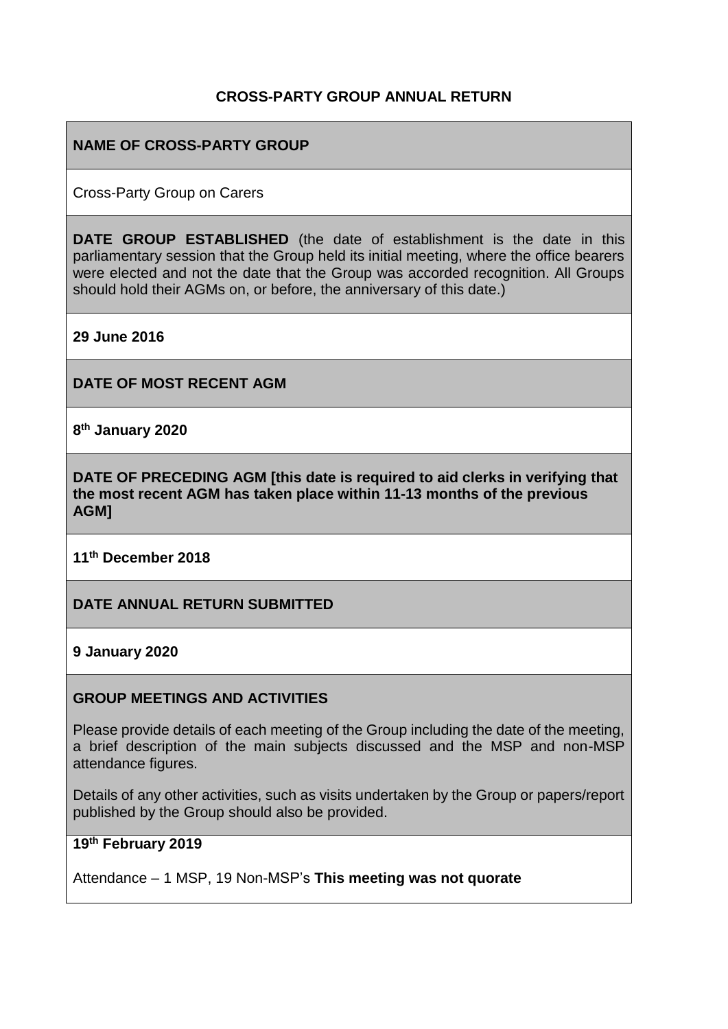**CROSS-PARTY GROUP ANNUAL RETURN**

**NAME OF CROSS-PARTY GROUP**

Cross-Party Group on Carers

**DATE GROUP ESTABLISHED** (the date of establishment is the date in this parliamentary session that the Group held its initial meeting, where the office bearers were elected and not the date that the Group was accorded recognition. All Groups should hold their AGMs on, or before, the anniversary of this date.)

**29 June 2016**

**DATE OF MOST RECENT AGM**

**8th January 2020**

**DATE OF PRECEDING AGM [this date is required to aid clerks in verifying that the most recent AGM has taken place within 11-13 months of the previous AGM]**

**11th December 2018**

**DATE ANNUAL RETURN SUBMITTED**

**9 January 2020**

**GROUP MEETINGS AND ACTIVITIES**

Please provide details of each meeting of the Group including the date of the meeting, a brief description of the main subjects discussed and the MSP and non-MSP attendance figures.

Details of any other activities, such as visits undertaken by the Group or papers/report published by the Group should also be provided.

**19th February 2019**

Attendance – 1 MSP, 19 Non-MSP's **This meeting was not quorate**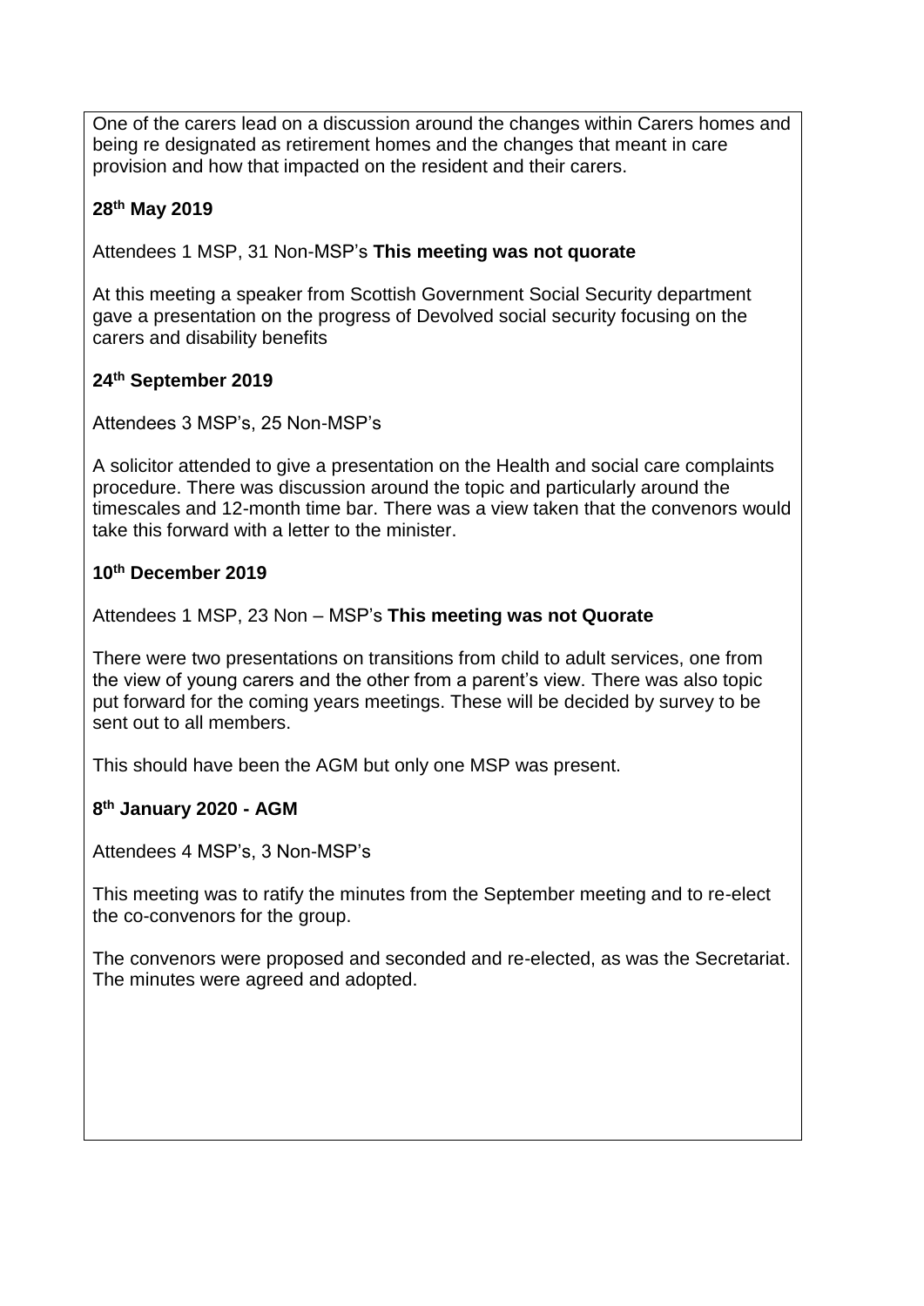One of the carers lead on a discussion around the changes within Carers homes and being re designated as retirement homes and the changes that meant in care provision and how that impacted on the resident and their carers.

**28th May 2019**

Attendees 1 MSP, 31 Non-MSP's **This meeting was not quorate**

At this meeting a speaker from Scottish Government Social Security department gave a presentation on the progress of Devolved social security focusing on the carers and disability benefits

**24th September 2019**

Attendees 3 MSP's, 25 Non-MSP's

A solicitor attended to give a presentation on the Health and social care complaints procedure. There was discussion around the topic and particularly around the timescales and 12-month time bar. There was a view taken that the convenors would take this forward with a letter to the minister.

**10th December 2019**

Attendees 1 MSP, 23 Non – MSP's **This meeting was not Quorate**

There were two presentations on transitions from child to adult services, one from the view of young carers and the other from a parent's view. There was also topic put forward for the coming years meetings. These will be decided by survey to be sent out to all members.

This should have been the AGM but only one MSP was present.

**8th January 2020 - AGM**

Attendees 4 MSP's, 3 Non-MSP's

This meeting was to ratify the minutes from the September meeting and to re-elect the co-convenors for the group.

The convenors were proposed and seconded and re-elected, as was the Secretariat. The minutes were agreed and adopted.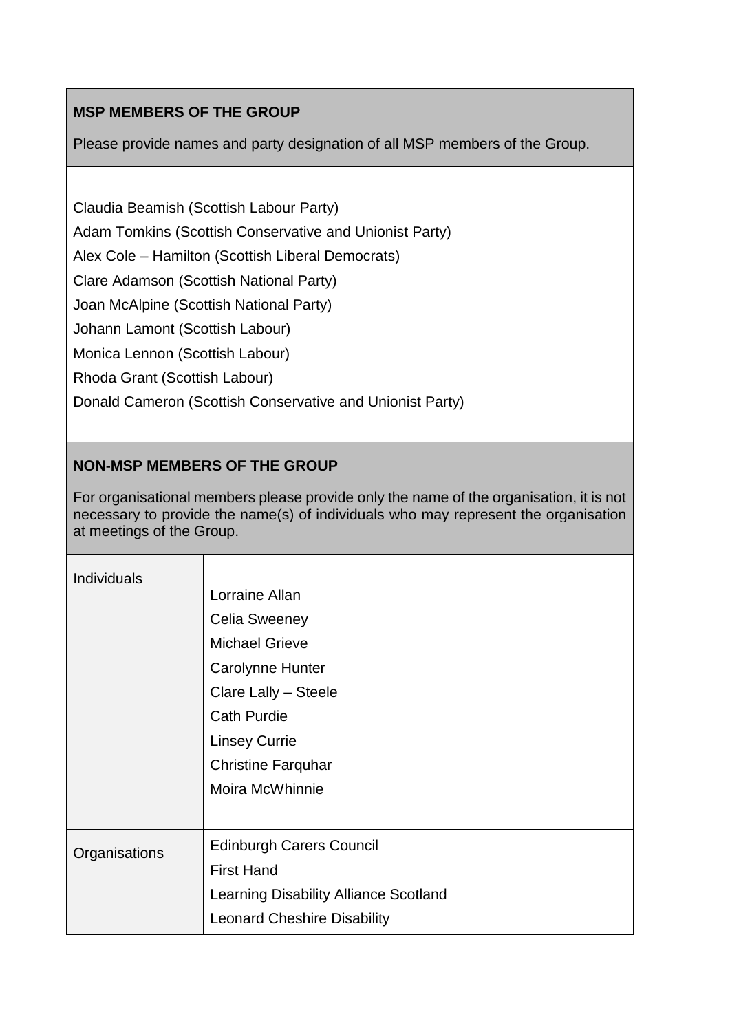**MSP MEMBERS OF THE GROUP**

Please provide names and party designation of all MSP members of the Group.

Claudia Beamish (Scottish Labour Party)

Adam Tomkins (Scottish Conservative and Unionist Party)

Alex Cole – Hamilton (Scottish Liberal Democrats)

Clare Adamson (Scottish National Party)

Joan McAlpine (Scottish National Party)

Johann Lamont (Scottish Labour)

Monica Lennon (Scottish Labour)

Rhoda Grant (Scottish Labour)

Donald Cameron (Scottish Conservative and Unionist Party)

**NON-MSP MEMBERS OF THE GROUP**

For organisational members please provide only the name of the organisation, it is not necessary to provide the name(s) of individuals who may represent the organisation at meetings of the Group.

| | |
|---|---|
| Individuals | Lorraine Allan<br>Celia Sweeney<br>Michael Grieve<br>Carolynne Hunter<br>Clare Lally – Steele<br>Cath Purdie<br>Linsey Currie<br>Christine Farquhar<br>Moira McWhinnie |
| Organisations | Edinburgh Carers Council<br>First Hand<br>Learning Disability Alliance Scotland<br>Leonard Cheshire Disability |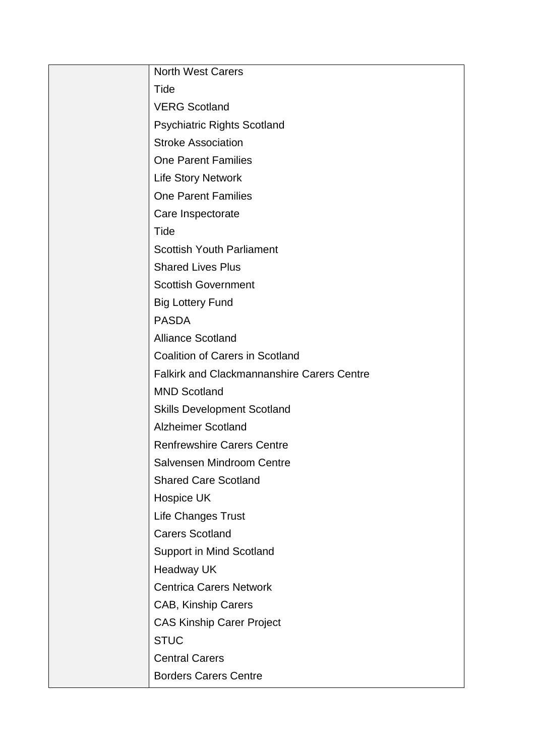| | |
|---|---|
| | North West Carers<br>Tide<br>VERG Scotland<br>Psychiatric Rights Scotland<br>Stroke Association<br>One Parent Families<br>Life Story Network<br>One Parent Families<br>Care Inspectorate<br>Tide<br>Scottish Youth Parliament<br>Shared Lives Plus<br>Scottish Government<br>Big Lottery Fund<br>PASDA<br>Alliance Scotland<br>Coalition of Carers in Scotland<br>Falkirk and Clackmannanshire Carers Centre<br>MND Scotland<br>Skills Development Scotland<br>Alzheimer Scotland<br>Renfrewshire Carers Centre<br>Salvensen Mindroom Centre<br>Shared Care Scotland<br>Hospice UK<br>Life Changes Trust<br>Carers Scotland<br>Support in Mind Scotland<br>Headway UK<br>Centrica Carers Network<br>CAB, Kinship Carers<br>CAS Kinship Carer Project<br>STUC<br>Central Carers<br>Borders Carers Centre |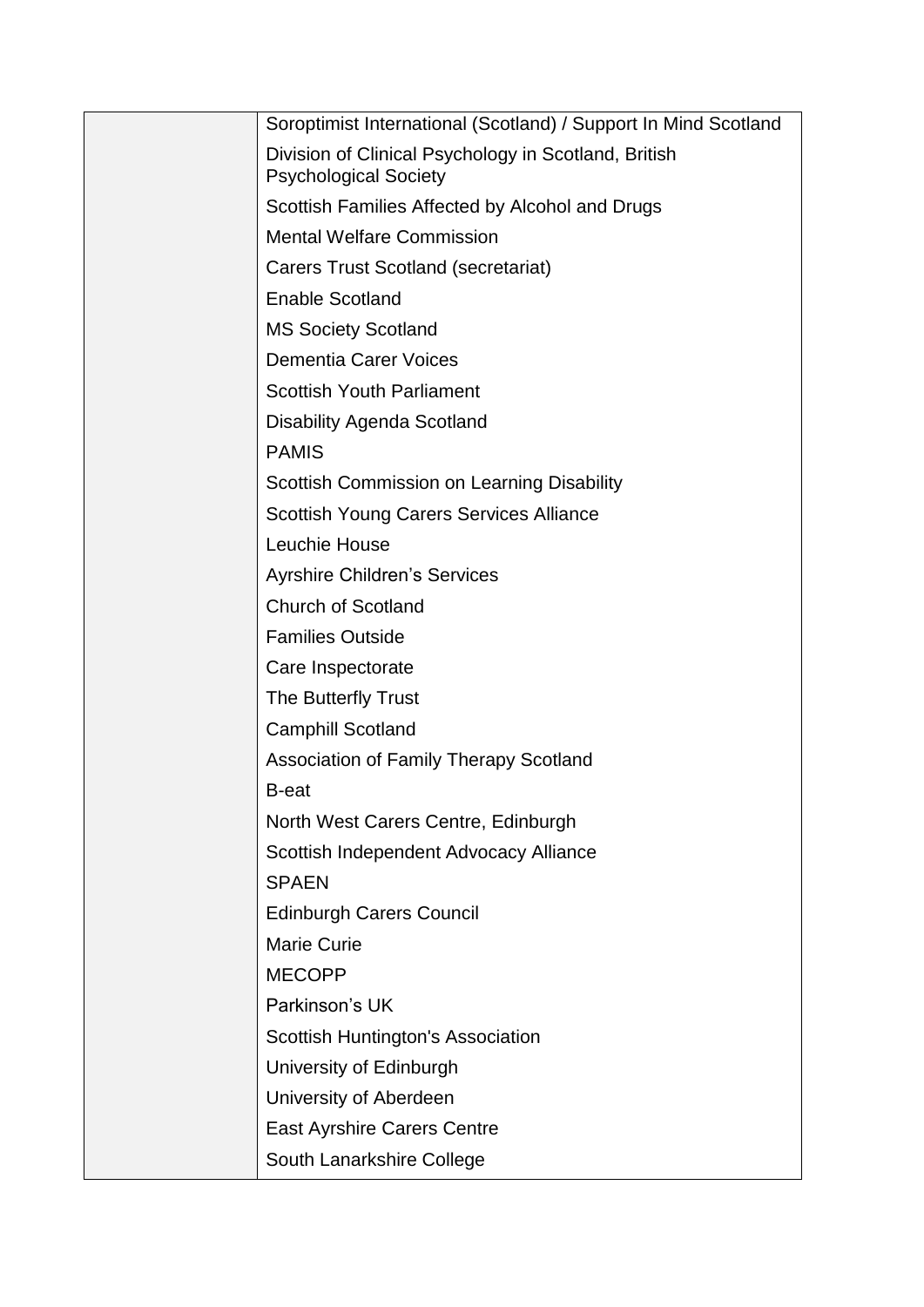| | |
|---|---|
| | Soroptimist International (Scotland) / Support In Mind Scotland |
| | Division of Clinical Psychology in Scotland, British Psychological Society |
| | Scottish Families Affected by Alcohol and Drugs |
| | Mental Welfare Commission |
| | Carers Trust Scotland (secretariat) |
| | Enable Scotland |
| | MS Society Scotland |
| | Dementia Carer Voices |
| | Scottish Youth Parliament |
| | Disability Agenda Scotland |
| | PAMIS |
| | Scottish Commission on Learning Disability |
| | Scottish Young Carers Services Alliance |
| | Leuchie House |
| | Ayrshire Children's Services |
| | Church of Scotland |
| | Families Outside |
| | Care Inspectorate |
| | The Butterfly Trust |
| | Camphill Scotland |
| | Association of Family Therapy Scotland |
| | B-eat |
| | North West Carers Centre, Edinburgh |
| | Scottish Independent Advocacy Alliance |
| | SPAEN |
| | Edinburgh Carers Council |
| | Marie Curie |
| | MECOPP |
| | Parkinson's UK |
| | Scottish Huntington's Association |
| | University of Edinburgh |
| | University of Aberdeen |
| | East Ayrshire Carers Centre |
| | South Lanarkshire College |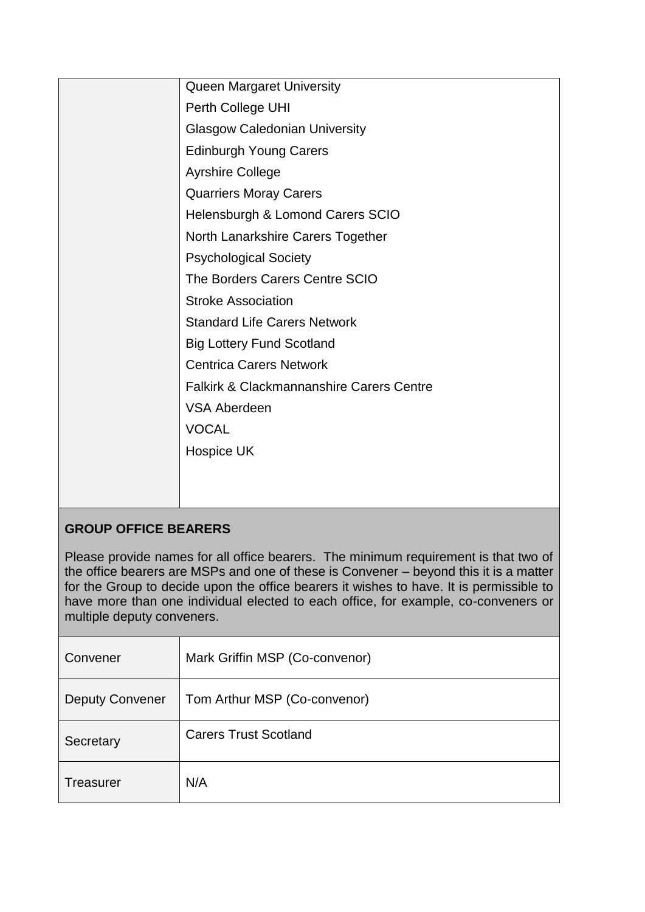| | |
|---|---|
| | Queen Margaret University<br>Perth College UHI<br>Glasgow Caledonian University<br>Edinburgh Young Carers<br>Ayrshire College<br>Quarriers Moray Carers<br>Helensburgh & Lomond Carers SCIO<br>North Lanarkshire Carers Together<br>Psychological Society<br>The Borders Carers Centre SCIO<br>Stroke Association<br>Standard Life Carers Network<br>Big Lottery Fund Scotland<br>Centrica Carers Network<br>Falkirk & Clackmannanshire Carers Centre<br>VSA Aberdeen<br>VOCAL<br>Hospice UK |

**GROUP OFFICE BEARERS**

Please provide names for all office bearers. The minimum requirement is that two of the office bearers are MSPs and one of these is Convener – beyond this it is a matter for the Group to decide upon the office bearers it wishes to have. It is permissible to have more than one individual elected to each office, for example, co-conveners or multiple deputy conveners.

| | |
|---|---|
| Convener | Mark Griffin MSP (Co-convenor) |
| Deputy Convener | Tom Arthur MSP (Co-convenor) |
| Secretary | Carers Trust Scotland |
| Treasurer | N/A |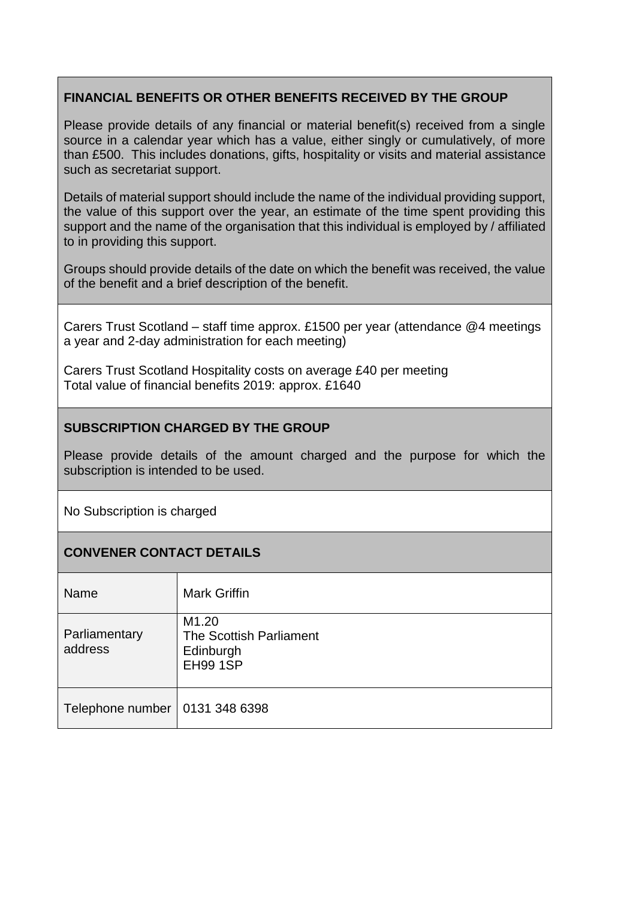### FINANCIAL BENEFITS OR OTHER BENEFITS RECEIVED BY THE GROUP

Please provide details of any financial or material benefit(s) received from a single source in a calendar year which has a value, either singly or cumulatively, of more than £500. This includes donations, gifts, hospitality or visits and material assistance such as secretariat support.

Details of material support should include the name of the individual providing support, the value of this support over the year, an estimate of the time spent providing this support and the name of the organisation that this individual is employed by / affiliated to in providing this support.

Groups should provide details of the date on which the benefit was received, the value of the benefit and a brief description of the benefit.

Carers Trust Scotland – staff time approx. £1500 per year (attendance @4 meetings a year and 2-day administration for each meeting)

Carers Trust Scotland Hospitality costs on average £40 per meeting
Total value of financial benefits 2019: approx. £1640

### SUBSCRIPTION CHARGED BY THE GROUP

Please provide details of the amount charged and the purpose for which the subscription is intended to be used.

No Subscription is charged

### CONVENER CONTACT DETAILS

| | |
|---|---|
| Name | Mark Griffin |
| Parliamentary address | M1.20<br>The Scottish Parliament<br>Edinburgh<br>EH99 1SP |
| Telephone number | 0131 348 6398 |